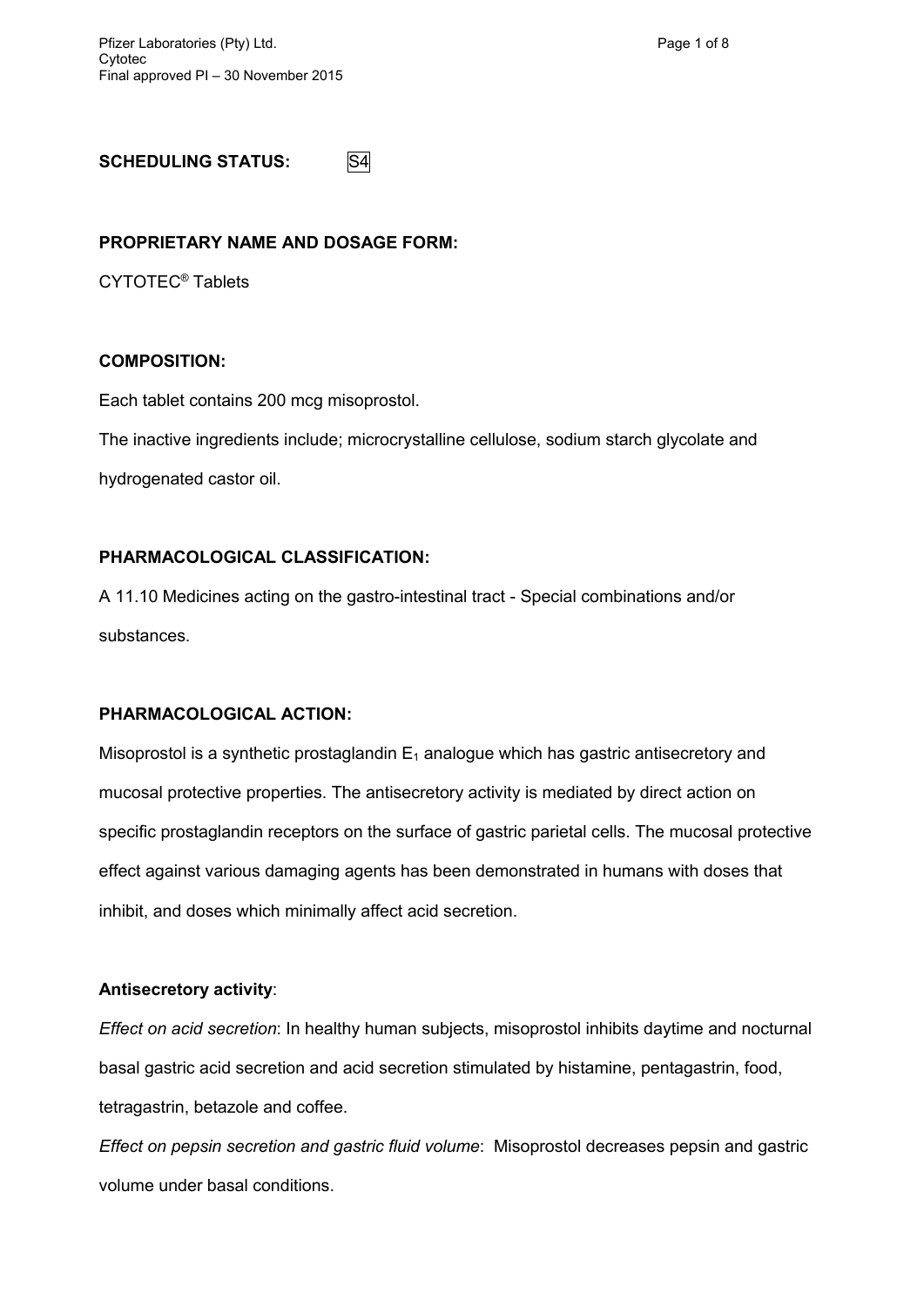**SCHEDULING STATUS:** S4

**PROPRIETARY NAME AND DOSAGE FORM:**

CYTOTEC® Tablets

**COMPOSITION:**

Each tablet contains 200 mcg misoprostol.

The inactive ingredients include; microcrystalline cellulose, sodium starch glycolate and hydrogenated castor oil.

**PHARMACOLOGICAL CLASSIFICATION:**

A 11.10 Medicines acting on the gastro-intestinal tract - Special combinations and/or substances.

**PHARMACOLOGICAL ACTION:**

Misoprostol is a synthetic prostaglandin $E_1$ analogue which has gastric antisecretory and mucosal protective properties. The antisecretory activity is mediated by direct action on specific prostaglandin receptors on the surface of gastric parietal cells. The mucosal protective effect against various damaging agents has been demonstrated in humans with doses that inhibit, and doses which minimally affect acid secretion.

**Antisecretory activity**:

*Effect on acid secretion*: In healthy human subjects, misoprostol inhibits daytime and nocturnal basal gastric acid secretion and acid secretion stimulated by histamine, pentagastrin, food, tetragastrin, betazole and coffee.

*Effect on pepsin secretion and gastric fluid volume*: Misoprostol decreases pepsin and gastric volume under basal conditions.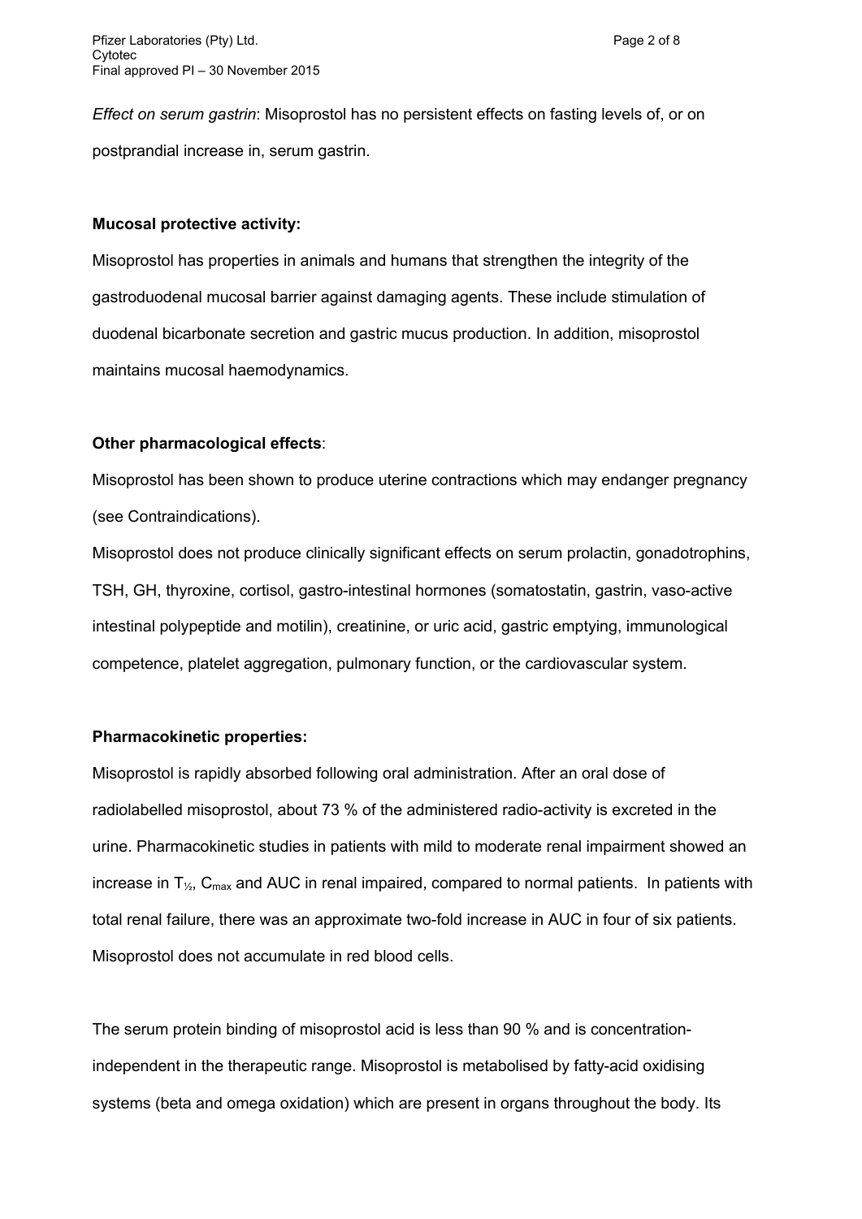*Effect on serum gastrin*: Misoprostol has no persistent effects on fasting levels of, or on postprandial increase in, serum gastrin.

**Mucosal protective activity:**

Misoprostol has properties in animals and humans that strengthen the integrity of the gastroduodenal mucosal barrier against damaging agents. These include stimulation of duodenal bicarbonate secretion and gastric mucus production. In addition, misoprostol maintains mucosal haemodynamics.

**Other pharmacological effects**:

Misoprostol has been shown to produce uterine contractions which may endanger pregnancy (see Contraindications).

Misoprostol does not produce clinically significant effects on serum prolactin, gonadotrophins, TSH, GH, thyroxine, cortisol, gastro-intestinal hormones (somatostatin, gastrin, vaso-active intestinal polypeptide and motilin), creatinine, or uric acid, gastric emptying, immunological competence, platelet aggregation, pulmonary function, or the cardiovascular system.

**Pharmacokinetic properties:**

Misoprostol is rapidly absorbed following oral administration. After an oral dose of radiolabelled misoprostol, about 73 % of the administered radio-activity is excreted in the urine. Pharmacokinetic studies in patients with mild to moderate renal impairment showed an increase in $T_{½}$, $C_{max}$ and AUC in renal impaired, compared to normal patients. In patients with total renal failure, there was an approximate two-fold increase in AUC in four of six patients. Misoprostol does not accumulate in red blood cells.

The serum protein binding of misoprostol acid is less than 90 % and is concentration-independent in the therapeutic range. Misoprostol is metabolised by fatty-acid oxidising systems (beta and omega oxidation) which are present in organs throughout the body. Its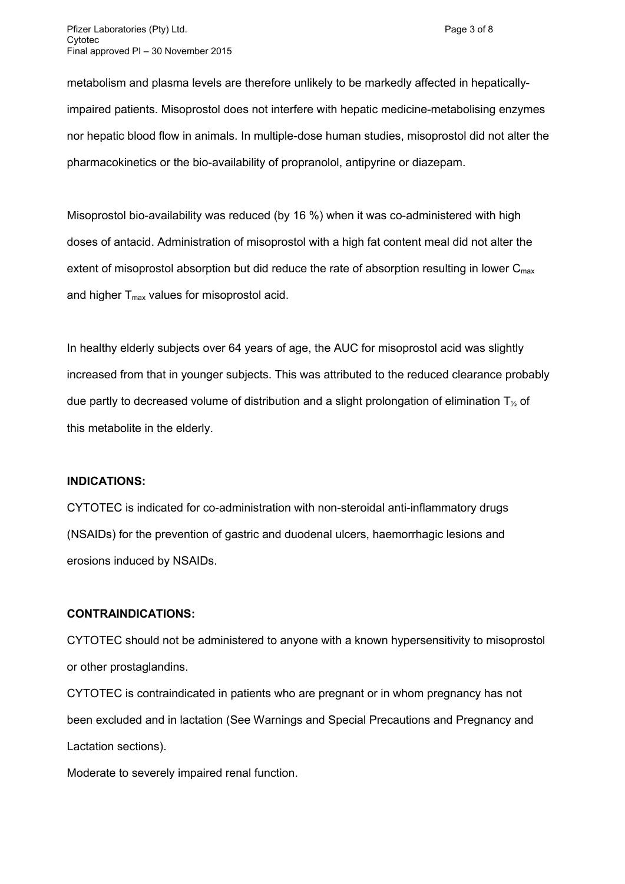metabolism and plasma levels are therefore unlikely to be markedly affected in hepatically-impaired patients. Misoprostol does not interfere with hepatic medicine-metabolising enzymes nor hepatic blood flow in animals. In multiple-dose human studies, misoprostol did not alter the pharmacokinetics or the bio-availability of propranolol, antipyrine or diazepam.

Misoprostol bio-availability was reduced (by 16 %) when it was co-administered with high doses of antacid. Administration of misoprostol with a high fat content meal did not alter the extent of misoprostol absorption but did reduce the rate of absorption resulting in lower $C_{max}$ and higher $T_{max}$ values for misoprostol acid.

In healthy elderly subjects over 64 years of age, the AUC for misoprostol acid was slightly increased from that in younger subjects. This was attributed to the reduced clearance probably due partly to decreased volume of distribution and a slight prolongation of elimination $T_{½}$ of this metabolite in the elderly.

**INDICATIONS:**

CYTOTEC is indicated for co-administration with non-steroidal anti-inflammatory drugs (NSAIDs) for the prevention of gastric and duodenal ulcers, haemorrhagic lesions and erosions induced by NSAIDs.

**CONTRAINDICATIONS:**

CYTOTEC should not be administered to anyone with a known hypersensitivity to misoprostol or other prostaglandins.

CYTOTEC is contraindicated in patients who are pregnant or in whom pregnancy has not been excluded and in lactation (See Warnings and Special Precautions and Pregnancy and Lactation sections).

Moderate to severely impaired renal function.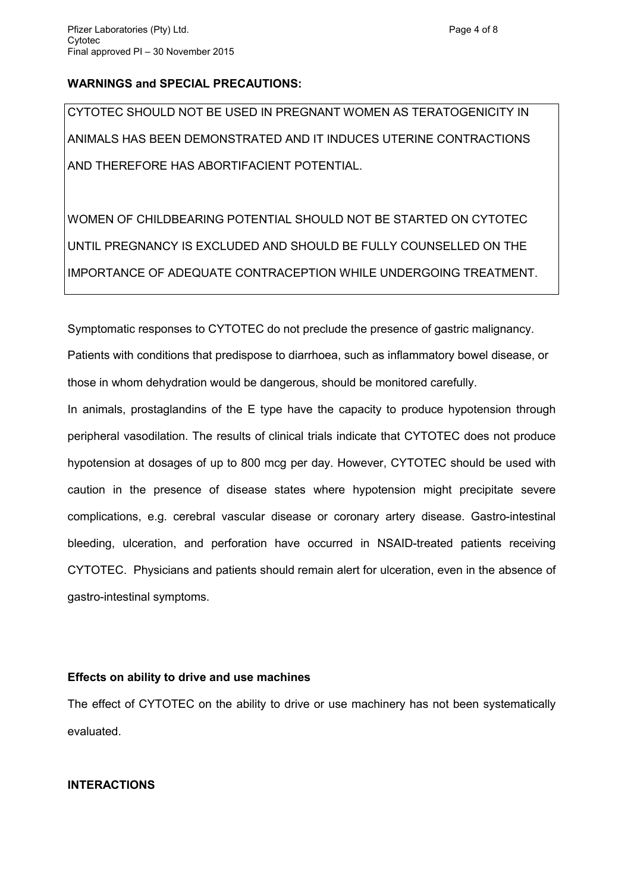**WARNINGS and SPECIAL PRECAUTIONS:**

CYTOTEC SHOULD NOT BE USED IN PREGNANT WOMEN AS TERATOGENICITY IN ANIMALS HAS BEEN DEMONSTRATED AND IT INDUCES UTERINE CONTRACTIONS AND THEREFORE HAS ABORTIFACIENT POTENTIAL.

WOMEN OF CHILDBEARING POTENTIAL SHOULD NOT BE STARTED ON CYTOTEC UNTIL PREGNANCY IS EXCLUDED AND SHOULD BE FULLY COUNSELLED ON THE IMPORTANCE OF ADEQUATE CONTRACEPTION WHILE UNDERGOING TREATMENT.

Symptomatic responses to CYTOTEC do not preclude the presence of gastric malignancy.

Patients with conditions that predispose to diarrhoea, such as inflammatory bowel disease, or those in whom dehydration would be dangerous, should be monitored carefully.

In animals, prostaglandins of the E type have the capacity to produce hypotension through peripheral vasodilation. The results of clinical trials indicate that CYTOTEC does not produce hypotension at dosages of up to 800 mcg per day. However, CYTOTEC should be used with caution in the presence of disease states where hypotension might precipitate severe complications, e.g. cerebral vascular disease or coronary artery disease. Gastro-intestinal bleeding, ulceration, and perforation have occurred in NSAID-treated patients receiving CYTOTEC. Physicians and patients should remain alert for ulceration, even in the absence of gastro-intestinal symptoms.

**Effects on ability to drive and use machines**

The effect of CYTOTEC on the ability to drive or use machinery has not been systematically evaluated.

**INTERACTIONS**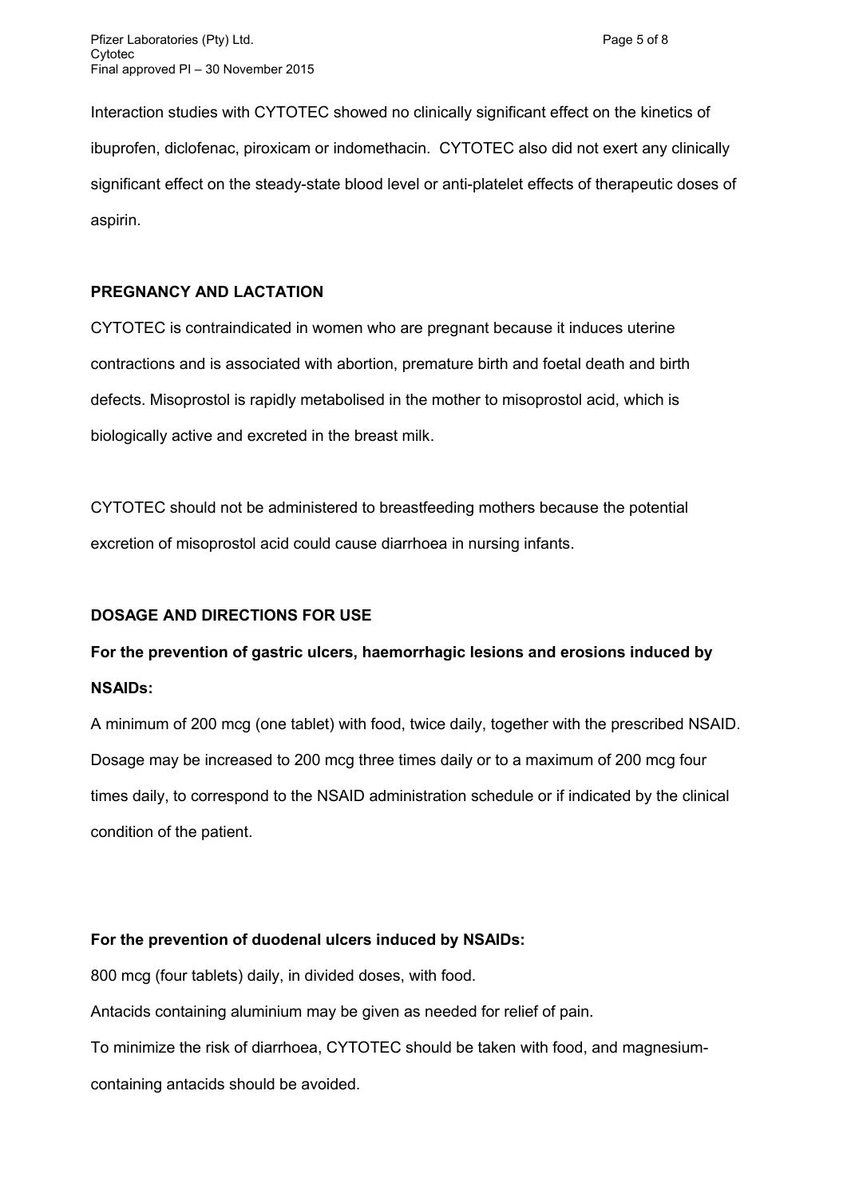Interaction studies with CYTOTEC showed no clinically significant effect on the kinetics of ibuprofen, diclofenac, piroxicam or indomethacin. CYTOTEC also did not exert any clinically significant effect on the steady-state blood level or anti-platelet effects of therapeutic doses of aspirin.

## PREGNANCY AND LACTATION

CYTOTEC is contraindicated in women who are pregnant because it induces uterine contractions and is associated with abortion, premature birth and foetal death and birth defects. Misoprostol is rapidly metabolised in the mother to misoprostol acid, which is biologically active and excreted in the breast milk.

CYTOTEC should not be administered to breastfeeding mothers because the potential excretion of misoprostol acid could cause diarrhoea in nursing infants.

## DOSAGE AND DIRECTIONS FOR USE

**For the prevention of gastric ulcers, haemorrhagic lesions and erosions induced by NSAIDs:**

A minimum of 200 mcg (one tablet) with food, twice daily, together with the prescribed NSAID. Dosage may be increased to 200 mcg three times daily or to a maximum of 200 mcg four times daily, to correspond to the NSAID administration schedule or if indicated by the clinical condition of the patient.

**For the prevention of duodenal ulcers induced by NSAIDs:**

800 mcg (four tablets) daily, in divided doses, with food.

Antacids containing aluminium may be given as needed for relief of pain.

To minimize the risk of diarrhoea, CYTOTEC should be taken with food, and magnesium-containing antacids should be avoided.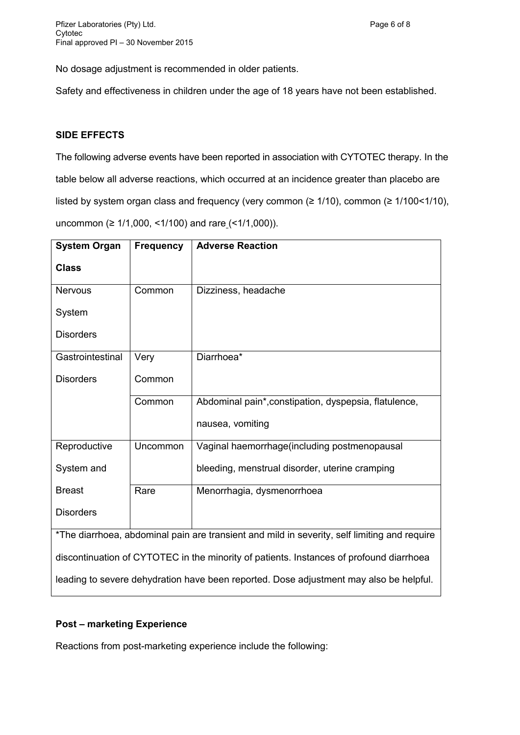No dosage adjustment is recommended in older patients.

Safety and effectiveness in children under the age of 18 years have not been established.

## SIDE EFFECTS

The following adverse events have been reported in association with CYTOTEC therapy. In the table below all adverse reactions, which occurred at an incidence greater than placebo are listed by system organ class and frequency (very common (≥ 1/10), common (≥ 1/100<1/10), uncommon (≥ 1/1,000, <1/100) and rare (<1/1,000)).

| System Organ Class | Frequency | Adverse Reaction |
|---|---|---|
| Nervous System Disorders | Common | Dizziness, headache |
| Gastrointestinal Disorders | Very Common | Diarrhoea* |
| | Common | Abdominal pain*,constipation, dyspepsia, flatulence, nausea, vomiting |
| Reproductive System and Breast Disorders | Uncommon | Vaginal haemorrhage(including postmenopausal bleeding, menstrual disorder, uterine cramping |
| | Rare | Menorrhagia, dysmenorrhoea |
| *The diarrhoea, abdominal pain are transient and mild in severity, self limiting and require discontinuation of CYTOTEC in the minority of patients. Instances of profound diarrhoea leading to severe dehydration have been reported. Dose adjustment may also be helpful. | | |

## Post – marketing Experience

Reactions from post-marketing experience include the following: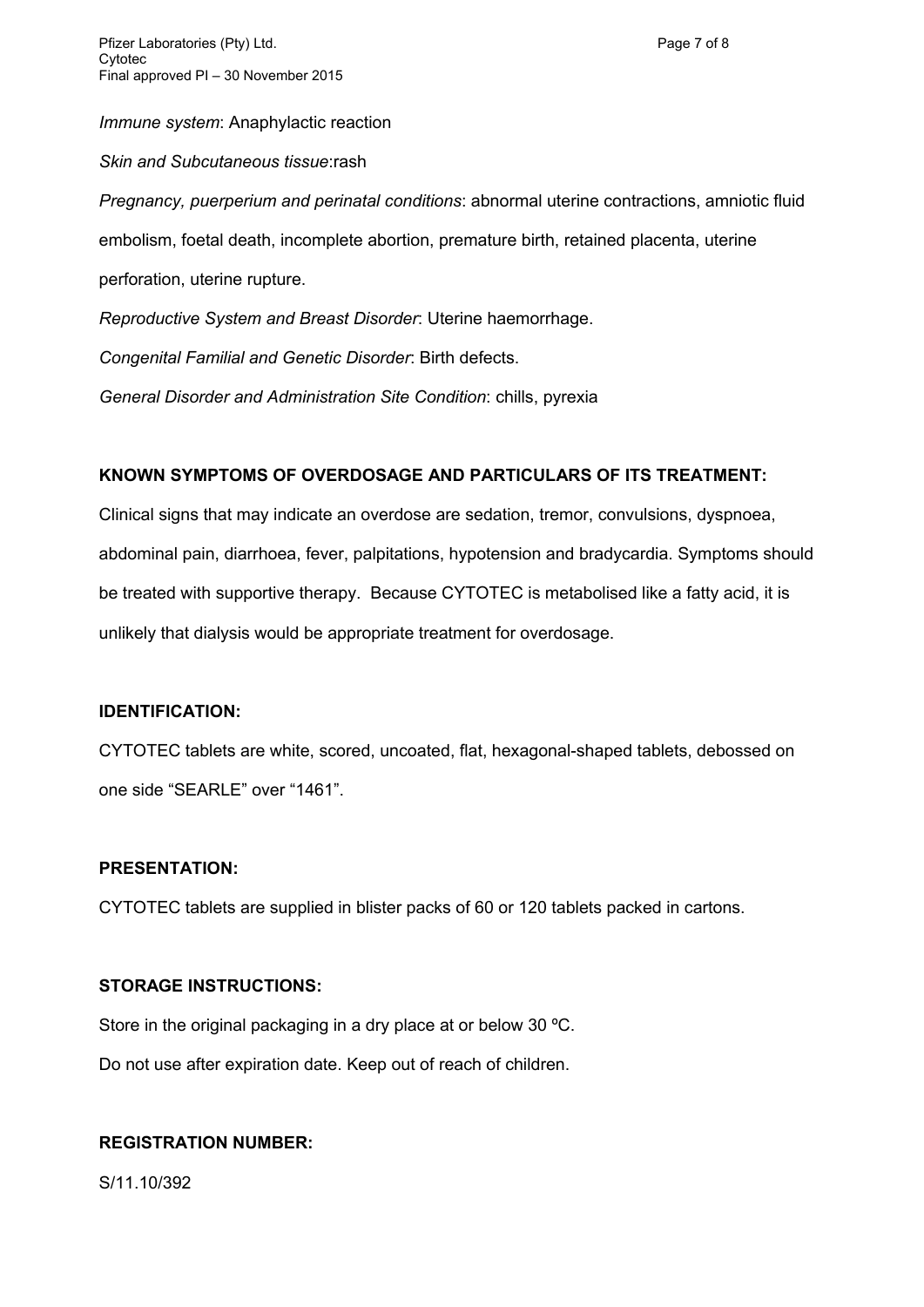*Immune system*: Anaphylactic reaction

*Skin and Subcutaneous tissue*:rash

*Pregnancy, puerperium and perinatal conditions*: abnormal uterine contractions, amniotic fluid embolism, foetal death, incomplete abortion, premature birth, retained placenta, uterine perforation, uterine rupture.

*Reproductive System and Breast Disorder*: Uterine haemorrhage.

*Congenital Familial and Genetic Disorder*: Birth defects.

*General Disorder and Administration Site Condition*: chills, pyrexia

## KNOWN SYMPTOMS OF OVERDOSAGE AND PARTICULARS OF ITS TREATMENT:

Clinical signs that may indicate an overdose are sedation, tremor, convulsions, dyspnoea, abdominal pain, diarrhoea, fever, palpitations, hypotension and bradycardia. Symptoms should be treated with supportive therapy. Because CYTOTEC is metabolised like a fatty acid, it is unlikely that dialysis would be appropriate treatment for overdosage.

## IDENTIFICATION:

CYTOTEC tablets are white, scored, uncoated, flat, hexagonal-shaped tablets, debossed on one side "SEARLE" over "1461".

## PRESENTATION:

CYTOTEC tablets are supplied in blister packs of 60 or 120 tablets packed in cartons.

## STORAGE INSTRUCTIONS:

Store in the original packaging in a dry place at or below 30 ºC.

Do not use after expiration date. Keep out of reach of children.

## REGISTRATION NUMBER:

S/11.10/392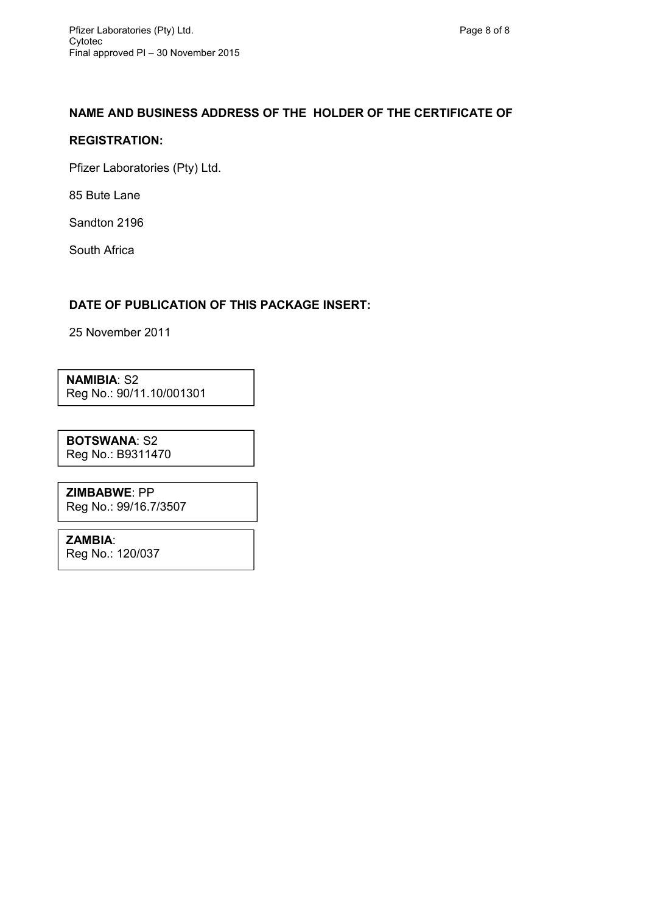**NAME AND BUSINESS ADDRESS OF THE HOLDER OF THE CERTIFICATE OF REGISTRATION:**

Pfizer Laboratories (Pty) Ltd.

85 Bute Lane

Sandton 2196

South Africa

**DATE OF PUBLICATION OF THIS PACKAGE INSERT:**

25 November 2011

**NAMIBIA**: S2
Reg No.: 90/11.10/001301

**BOTSWANA**: S2
Reg No.: B9311470

**ZIMBABWE**: PP
Reg No.: 99/16.7/3507

**ZAMBIA**:
Reg No.: 120/037